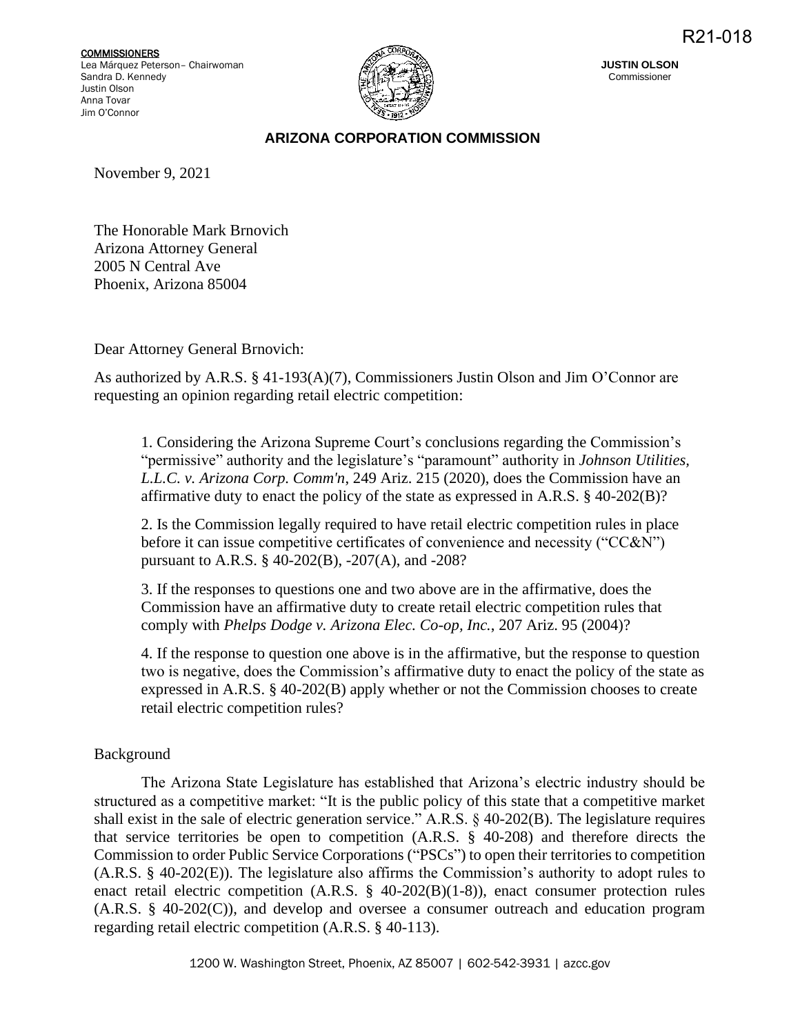R21-018

**COMMISSIONERS**
Lea Márquez Peterson– Chairwoman
Sandra D. Kennedy
Justin Olson
Anna Tovar
Jim O'Connor

**JUSTIN OLSON**
Commissioner

**ARIZONA CORPORATION COMMISSION**

November 9, 2021

The Honorable Mark Brnovich
Arizona Attorney General
2005 N Central Ave
Phoenix, Arizona 85004

Dear Attorney General Brnovich:

As authorized by A.R.S. § 41-193(A)(7), Commissioners Justin Olson and Jim O'Connor are requesting an opinion regarding retail electric competition:

> 1. Considering the Arizona Supreme Court's conclusions regarding the Commission's "permissive" authority and the legislature's "paramount" authority in *Johnson Utilities, L.L.C. v. Arizona Corp. Comm'n*, 249 Ariz. 215 (2020), does the Commission have an affirmative duty to enact the policy of the state as expressed in A.R.S. § 40-202(B)?
>
> 2. Is the Commission legally required to have retail electric competition rules in place before it can issue competitive certificates of convenience and necessity ("CC&N") pursuant to A.R.S. § 40-202(B), -207(A), and -208?
>
> 3. If the responses to questions one and two above are in the affirmative, does the Commission have an affirmative duty to create retail electric competition rules that comply with *Phelps Dodge v. Arizona Elec. Co-op, Inc.*, 207 Ariz. 95 (2004)?
>
> 4. If the response to question one above is in the affirmative, but the response to question two is negative, does the Commission's affirmative duty to enact the policy of the state as expressed in A.R.S. § 40-202(B) apply whether or not the Commission chooses to create retail electric competition rules?

Background

The Arizona State Legislature has established that Arizona's electric industry should be structured as a competitive market: "It is the public policy of this state that a competitive market shall exist in the sale of electric generation service." A.R.S. § 40-202(B). The legislature requires that service territories be open to competition (A.R.S. § 40-208) and therefore directs the Commission to order Public Service Corporations ("PSCs") to open their territories to competition (A.R.S. § 40-202(E)). The legislature also affirms the Commission's authority to adopt rules to enact retail electric competition (A.R.S. § 40-202(B)(1-8)), enact consumer protection rules (A.R.S. § 40-202(C)), and develop and oversee a consumer outreach and education program regarding retail electric competition (A.R.S. § 40-113).

1200 W. Washington Street, Phoenix, AZ 85007 | 602-542-3931 | azcc.gov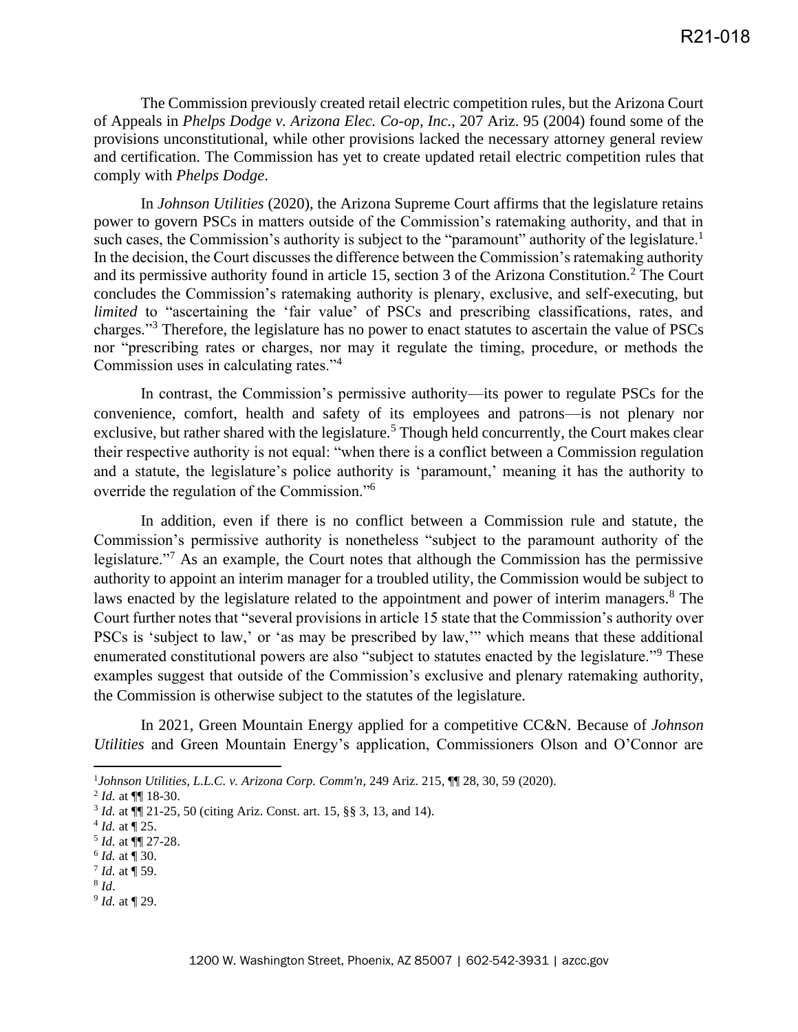The Commission previously created retail electric competition rules, but the Arizona Court of Appeals in *Phelps Dodge v. Arizona Elec. Co-op, Inc.*, 207 Ariz. 95 (2004) found some of the provisions unconstitutional, while other provisions lacked the necessary attorney general review and certification. The Commission has yet to create updated retail electric competition rules that comply with *Phelps Dodge*.

In *Johnson Utilities* (2020), the Arizona Supreme Court affirms that the legislature retains power to govern PSCs in matters outside of the Commission's ratemaking authority, and that in such cases, the Commission's authority is subject to the "paramount" authority of the legislature.[1] In the decision, the Court discusses the difference between the Commission's ratemaking authority and its permissive authority found in article 15, section 3 of the Arizona Constitution.[2] The Court concludes the Commission's ratemaking authority is plenary, exclusive, and self-executing, but *limited* to "ascertaining the 'fair value' of PSCs and prescribing classifications, rates, and charges."[3] Therefore, the legislature has no power to enact statutes to ascertain the value of PSCs nor "prescribing rates or charges, nor may it regulate the timing, procedure, or methods the Commission uses in calculating rates."[4]

In contrast, the Commission's permissive authority—its power to regulate PSCs for the convenience, comfort, health and safety of its employees and patrons—is not plenary nor exclusive, but rather shared with the legislature.[5] Though held concurrently, the Court makes clear their respective authority is not equal: "when there is a conflict between a Commission regulation and a statute, the legislature's police authority is 'paramount,' meaning it has the authority to override the regulation of the Commission."[6]

In addition, even if there is no conflict between a Commission rule and statute, the Commission's permissive authority is nonetheless "subject to the paramount authority of the legislature."[7] As an example, the Court notes that although the Commission has the permissive authority to appoint an interim manager for a troubled utility, the Commission would be subject to laws enacted by the legislature related to the appointment and power of interim managers.[8] The Court further notes that "several provisions in article 15 state that the Commission's authority over PSCs is 'subject to law,' or 'as may be prescribed by law,'" which means that these additional enumerated constitutional powers are also "subject to statutes enacted by the legislature."[9] These examples suggest that outside of the Commission's exclusive and plenary ratemaking authority, the Commission is otherwise subject to the statutes of the legislature.

In 2021, Green Mountain Energy applied for a competitive CC&N. Because of *Johnson Utilities* and Green Mountain Energy's application, Commissioners Olson and O'Connor are

---

[1] *Johnson Utilities, L.L.C. v. Arizona Corp. Comm'n*, 249 Ariz. 215, ¶¶ 28, 30, 59 (2020).

[2] *Id.* at ¶¶ 18-30.

[3] *Id.* at ¶¶ 21-25, 50 (citing Ariz. Const. art. 15, §§ 3, 13, and 14).

[4] *Id.* at ¶ 25.

[5] *Id.* at ¶¶ 27-28.

[6] *Id.* at ¶ 30.

[7] *Id.* at ¶ 59.

[8] *Id*.

[9] *Id.* at ¶ 29.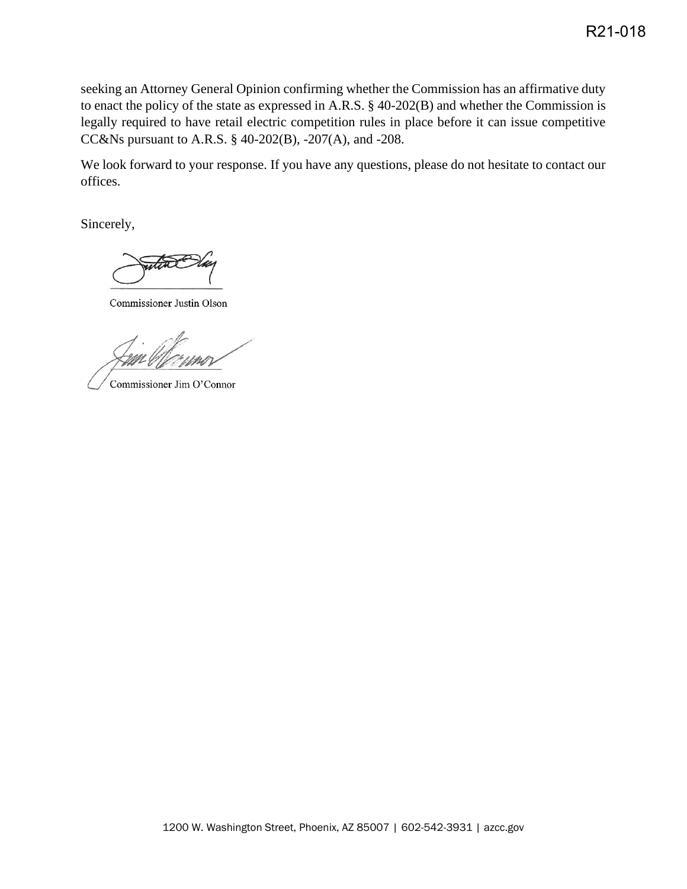seeking an Attorney General Opinion confirming whether the Commission has an affirmative duty to enact the policy of the state as expressed in A.R.S. § 40-202(B) and whether the Commission is legally required to have retail electric competition rules in place before it can issue competitive CC&Ns pursuant to A.R.S. § 40-202(B), -207(A), and -208.

We look forward to your response. If you have any questions, please do not hesitate to contact our offices.

Sincerely,

Commissioner Justin Olson

Commissioner Jim O'Connor